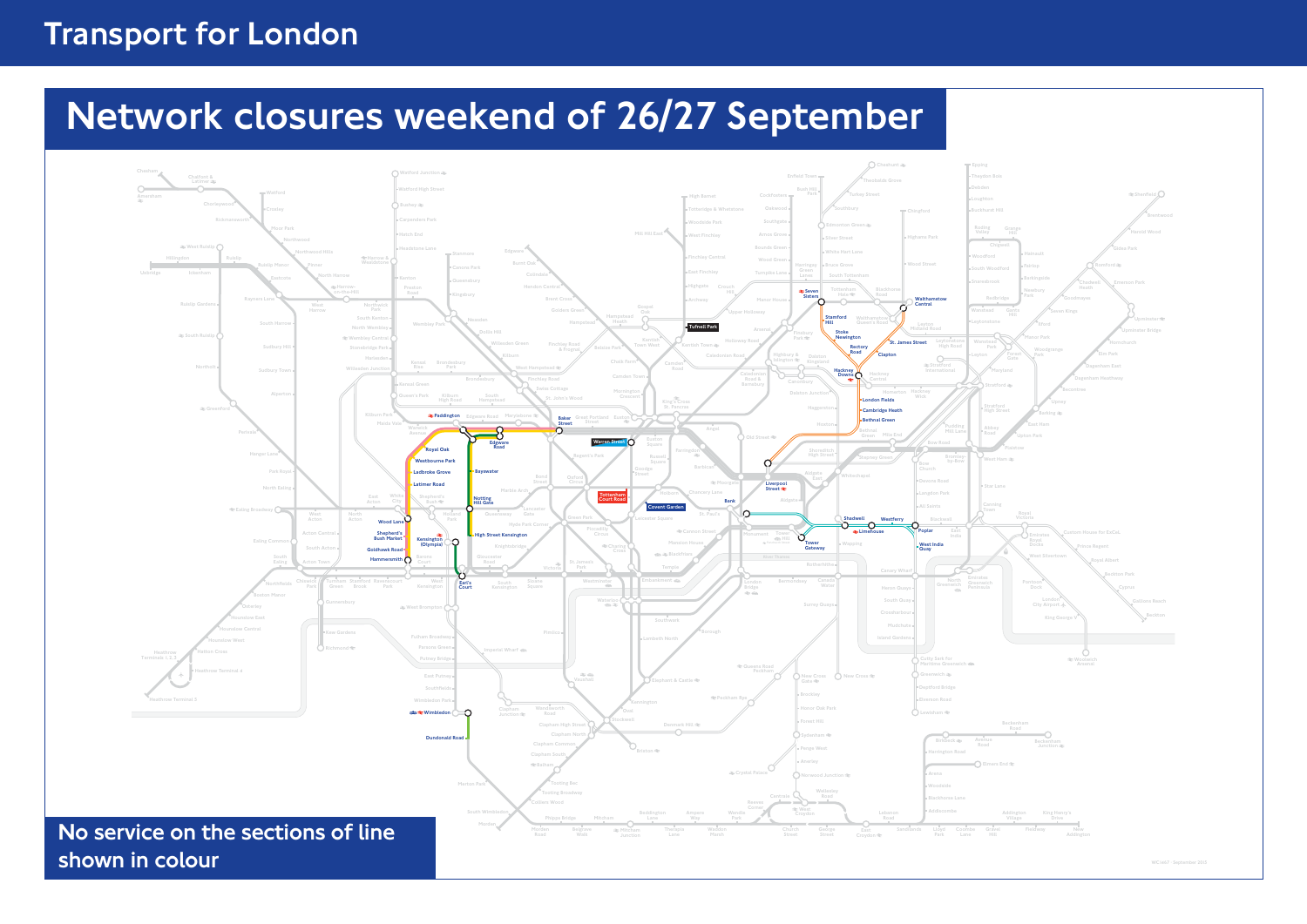Transport for London

# Network closures weekend of 26/27 September

No service on the sections of line shown in colour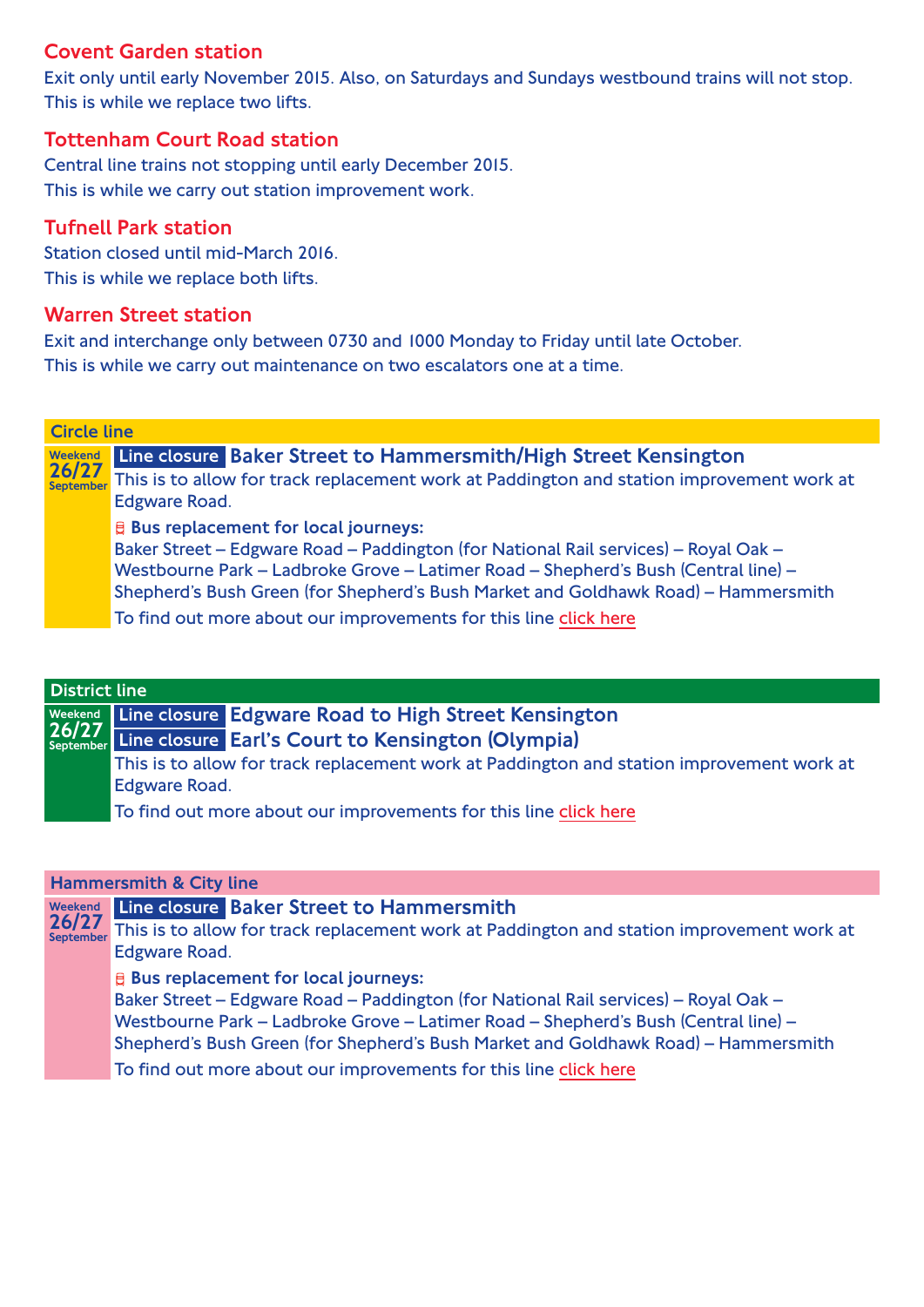### Covent Garden station

Exit only until early November 2015. Also, on Saturdays and Sundays westbound trains will not stop. This is while we replace two lifts.

### Tottenham Court Road station

Central line trains not stopping until early December 2015. This is while we carry out station improvement work.

### Tufnell Park station

Station closed until mid-March 2016. This is while we replace both lifts.

### Warren Street station

Exit and interchange only between 0730 and 1000 Monday to Friday until late October. This is while we carry out maintenance on two escalators one at a time.

## Circle line

**Weekend 26/27 September**

**Line closure** **Baker Street to Hammersmith/High Street Kensington**

This is to allow for track replacement work at Paddington and station improvement work at Edgware Road.

**Bus replacement for local journeys:**
Baker Street – Edgware Road – Paddington (for National Rail services) – Royal Oak – Westbourne Park – Ladbroke Grove – Latimer Road – Shepherd's Bush (Central line) – Shepherd's Bush Green (for Shepherd's Bush Market and Goldhawk Road) – Hammersmith

To find out more about our improvements for this line click here

## District line

**Weekend 26/27 September**

**Line closure** **Edgware Road to High Street Kensington**

**Line closure** **Earl's Court to Kensington (Olympia)**

This is to allow for track replacement work at Paddington and station improvement work at Edgware Road.

To find out more about our improvements for this line click here

## Hammersmith & City line

**Weekend 26/27 September**

**Line closure** **Baker Street to Hammersmith**

This is to allow for track replacement work at Paddington and station improvement work at Edgware Road.

**Bus replacement for local journeys:**
Baker Street – Edgware Road – Paddington (for National Rail services) – Royal Oak – Westbourne Park – Ladbroke Grove – Latimer Road – Shepherd's Bush (Central line) – Shepherd's Bush Green (for Shepherd's Bush Market and Goldhawk Road) – Hammersmith

To find out more about our improvements for this line click here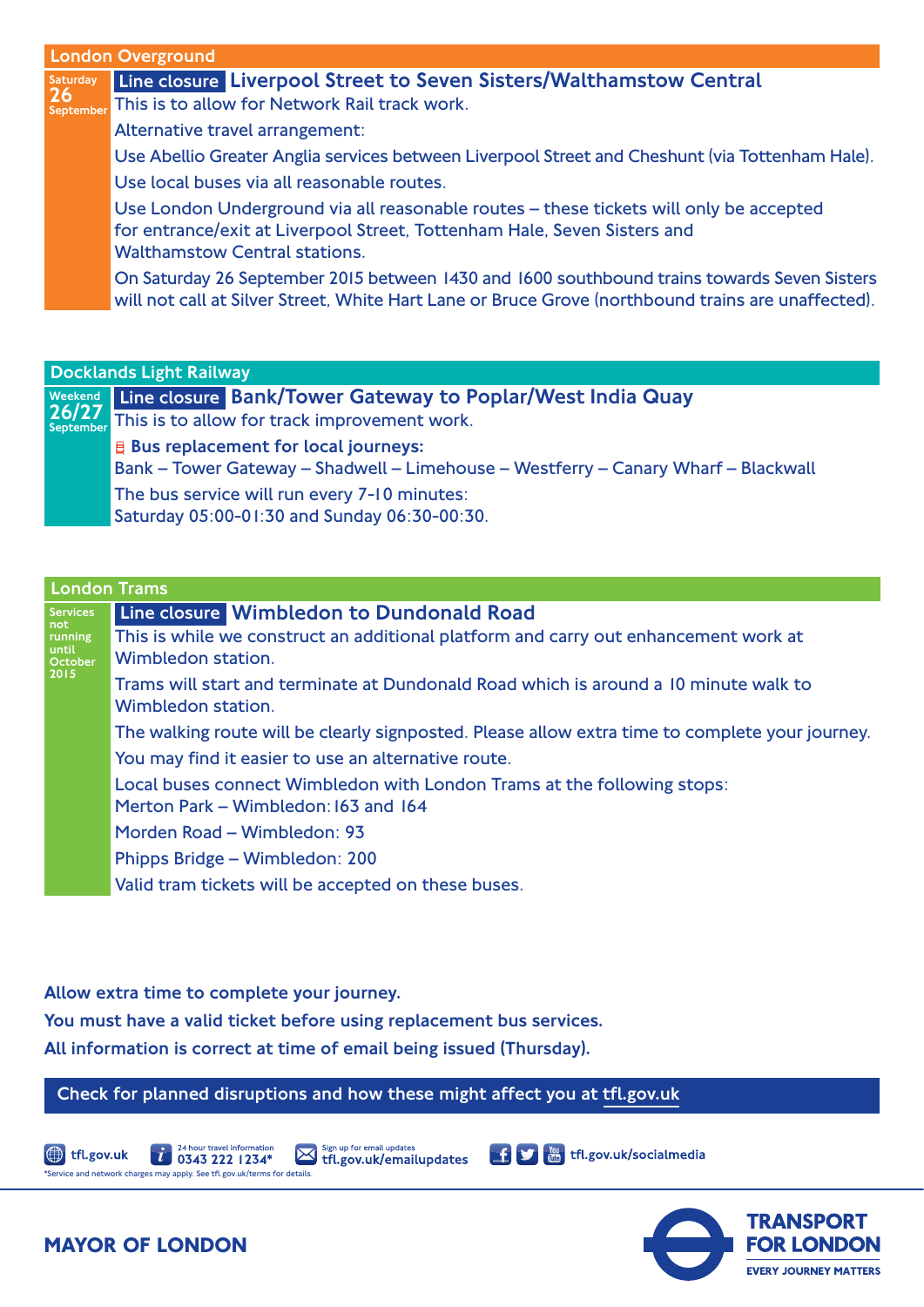## London Overground

**Saturday 26 September**

### Line closure Liverpool Street to Seven Sisters/Walthamstow Central

This is to allow for Network Rail track work.

Alternative travel arrangement:

Use Abellio Greater Anglia services between Liverpool Street and Cheshunt (via Tottenham Hale).

Use local buses via all reasonable routes.

Use London Underground via all reasonable routes – these tickets will only be accepted for entrance/exit at Liverpool Street, Tottenham Hale, Seven Sisters and Walthamstow Central stations.

On Saturday 26 September 2015 between 1430 and 1600 southbound trains towards Seven Sisters will not call at Silver Street, White Hart Lane or Bruce Grove (northbound trains are unaffected).

## Docklands Light Railway

**Weekend 26/27 September**

### Line closure Bank/Tower Gateway to Poplar/West India Quay

This is to allow for track improvement work.

**Bus replacement for local journeys:**

Bank – Tower Gateway – Shadwell – Limehouse – Westferry – Canary Wharf – Blackwall

The bus service will run every 7-10 minutes:
Saturday 05:00-01:30 and Sunday 06:30-00:30.

## London Trams

**Services not running until October 2015**

### Line closure Wimbledon to Dundonald Road

This is while we construct an additional platform and carry out enhancement work at Wimbledon station.

Trams will start and terminate at Dundonald Road which is around a 10 minute walk to Wimbledon station.

The walking route will be clearly signposted. Please allow extra time to complete your journey.

You may find it easier to use an alternative route.

Local buses connect Wimbledon with London Trams at the following stops:
Merton Park – Wimbledon: 163 and 164

Morden Road – Wimbledon: 93

Phipps Bridge – Wimbledon: 200

Valid tram tickets will be accepted on these buses.

**Allow extra time to complete your journey.**

**You must have a valid ticket before using replacement bus services.**

**All information is correct at time of email being issued (Thursday).**

**Check for planned disruptions and how these might affect you at tfl.gov.uk**

tfl.gov.uk | 24 hour travel information 0343 222 1234* | Sign up for email updates tfl.gov.uk/emailupdates | tfl.gov.uk/socialmedia

*Service and network charges may apply. See tfl.gov.uk/terms for details.

**MAYOR OF LONDON**

**TRANSPORT FOR LONDON**
**EVERY JOURNEY MATTERS**